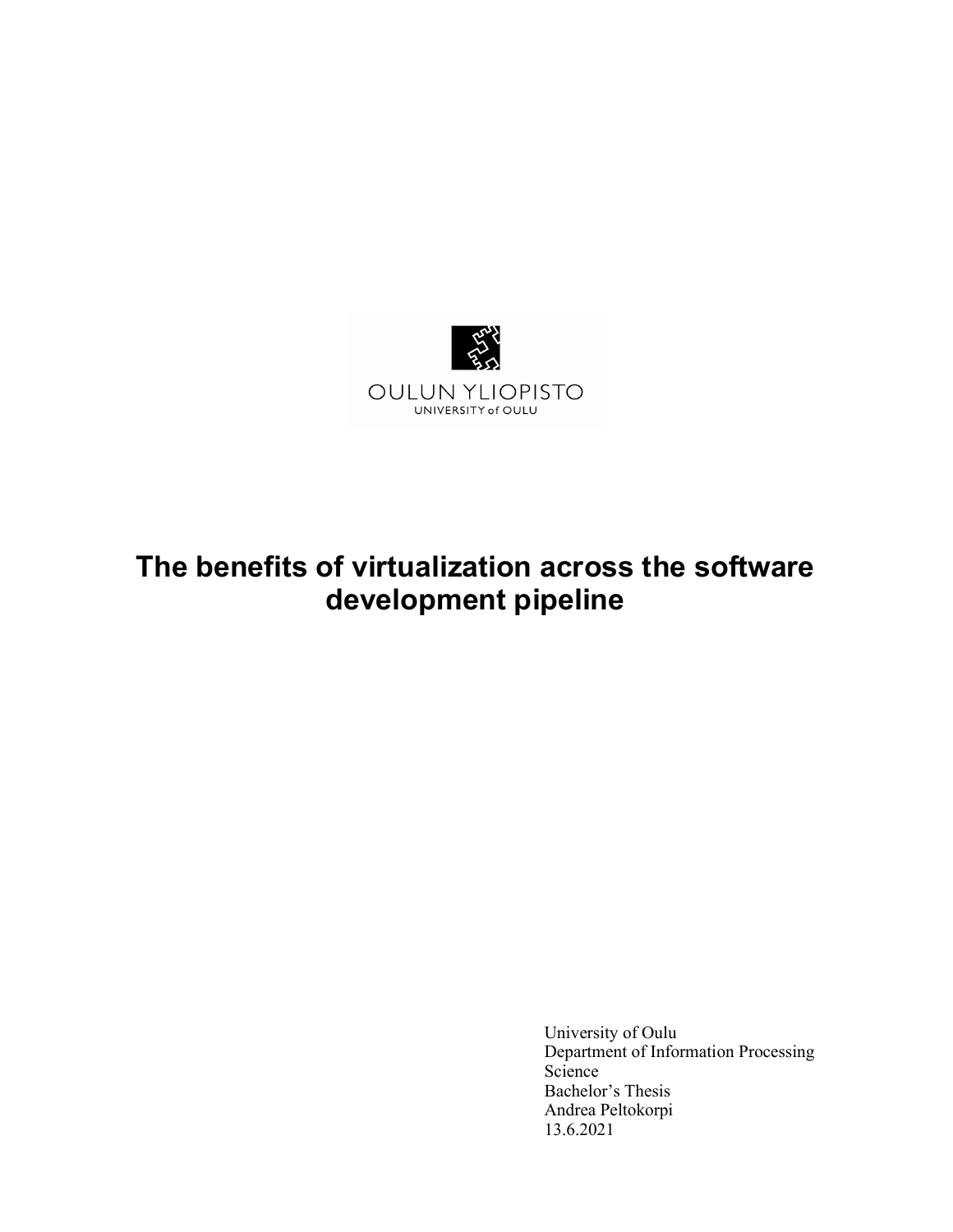OULUN YLIOPISTO
UNIVERSITY of OULU

# The benefits of virtualization across the software development pipeline

University of Oulu
Department of Information Processing Science
Bachelor's Thesis
Andrea Peltokorpi
13.6.2021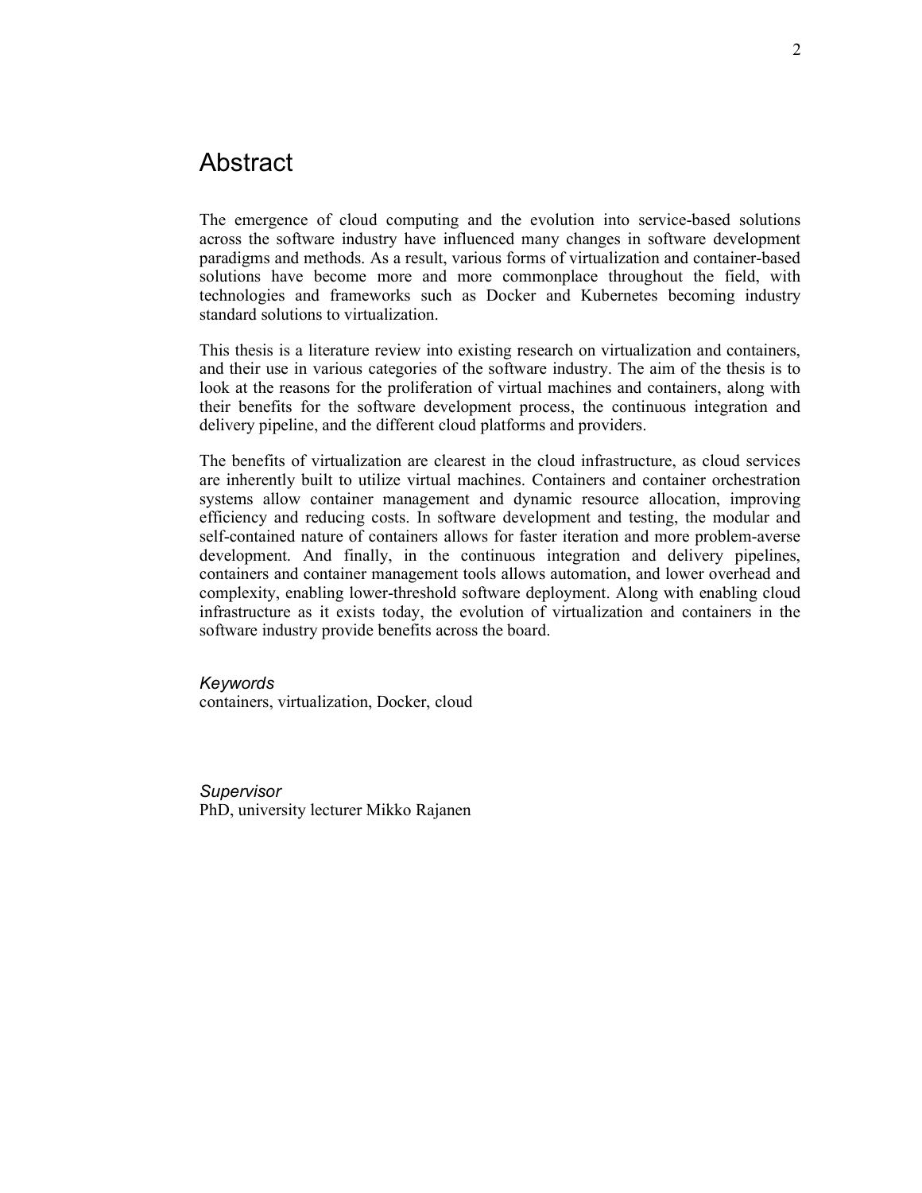# Abstract

The emergence of cloud computing and the evolution into service-based solutions across the software industry have influenced many changes in software development paradigms and methods. As a result, various forms of virtualization and container-based solutions have become more and more commonplace throughout the field, with technologies and frameworks such as Docker and Kubernetes becoming industry standard solutions to virtualization.

This thesis is a literature review into existing research on virtualization and containers, and their use in various categories of the software industry. The aim of the thesis is to look at the reasons for the proliferation of virtual machines and containers, along with their benefits for the software development process, the continuous integration and delivery pipeline, and the different cloud platforms and providers.

The benefits of virtualization are clearest in the cloud infrastructure, as cloud services are inherently built to utilize virtual machines. Containers and container orchestration systems allow container management and dynamic resource allocation, improving efficiency and reducing costs. In software development and testing, the modular and self-contained nature of containers allows for faster iteration and more problem-averse development. And finally, in the continuous integration and delivery pipelines, containers and container management tools allows automation, and lower overhead and complexity, enabling lower-threshold software deployment. Along with enabling cloud infrastructure as it exists today, the evolution of virtualization and containers in the software industry provide benefits across the board.

*Keywords*
containers, virtualization, Docker, cloud

*Supervisor*
PhD, university lecturer Mikko Rajanen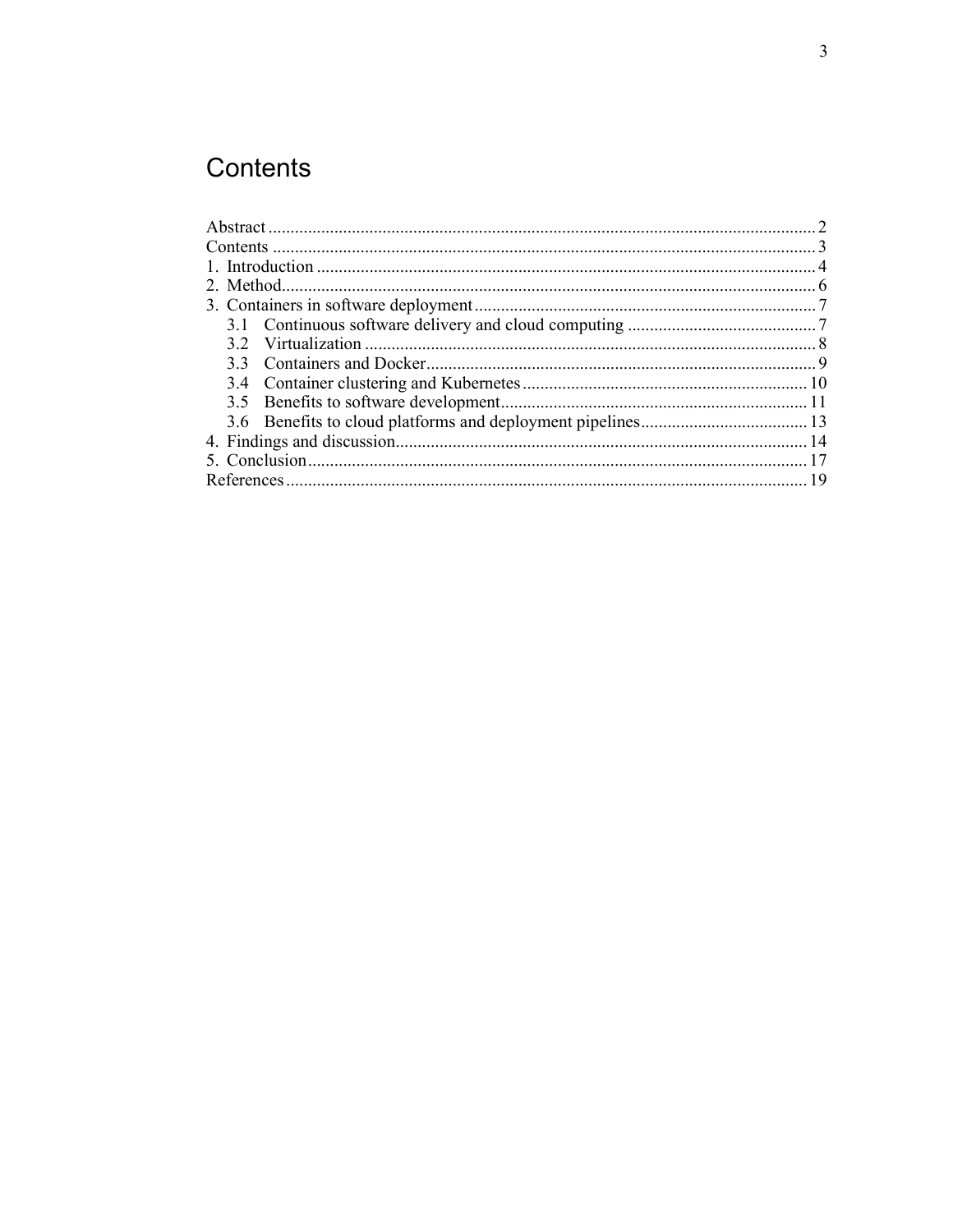# Contents

Abstract ........................................................................................................................... 2
Contents ........................................................................................................................... 3
1. Introduction ................................................................................................................. 4
2. Method......................................................................................................................... 6
3. Containers in software deployment ............................................................................ 7
   3.1 Continuous software delivery and cloud computing ........................................... 7
   3.2 Virtualization ...................................................................................................... 8
   3.3 Containers and Docker......................................................................................... 9
   3.4 Container clustering and Kubernetes ................................................................. 10
   3.5 Benefits to software development...................................................................... 11
   3.6 Benefits to cloud platforms and deployment pipelines...................................... 13
4. Findings and discussion............................................................................................. 14
5. Conclusion................................................................................................................. 17
References ...................................................................................................................... 19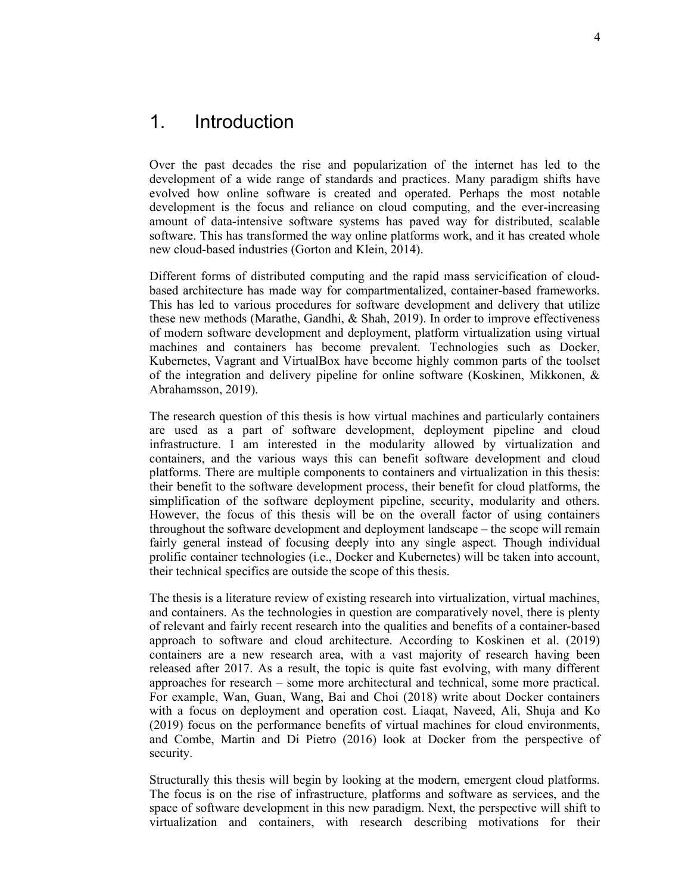# 1. Introduction

Over the past decades the rise and popularization of the internet has led to the development of a wide range of standards and practices. Many paradigm shifts have evolved how online software is created and operated. Perhaps the most notable development is the focus and reliance on cloud computing, and the ever-increasing amount of data-intensive software systems has paved way for distributed, scalable software. This has transformed the way online platforms work, and it has created whole new cloud-based industries (Gorton and Klein, 2014).

Different forms of distributed computing and the rapid mass servicification of cloud-based architecture has made way for compartmentalized, container-based frameworks. This has led to various procedures for software development and delivery that utilize these new methods (Marathe, Gandhi, & Shah, 2019). In order to improve effectiveness of modern software development and deployment, platform virtualization using virtual machines and containers has become prevalent. Technologies such as Docker, Kubernetes, Vagrant and VirtualBox have become highly common parts of the toolset of the integration and delivery pipeline for online software (Koskinen, Mikkonen, & Abrahamsson, 2019).

The research question of this thesis is how virtual machines and particularly containers are used as a part of software development, deployment pipeline and cloud infrastructure. I am interested in the modularity allowed by virtualization and containers, and the various ways this can benefit software development and cloud platforms. There are multiple components to containers and virtualization in this thesis: their benefit to the software development process, their benefit for cloud platforms, the simplification of the software deployment pipeline, security, modularity and others. However, the focus of this thesis will be on the overall factor of using containers throughout the software development and deployment landscape – the scope will remain fairly general instead of focusing deeply into any single aspect. Though individual prolific container technologies (i.e., Docker and Kubernetes) will be taken into account, their technical specifics are outside the scope of this thesis.

The thesis is a literature review of existing research into virtualization, virtual machines, and containers. As the technologies in question are comparatively novel, there is plenty of relevant and fairly recent research into the qualities and benefits of a container-based approach to software and cloud architecture. According to Koskinen et al. (2019) containers are a new research area, with a vast majority of research having been released after 2017. As a result, the topic is quite fast evolving, with many different approaches for research – some more architectural and technical, some more practical. For example, Wan, Guan, Wang, Bai and Choi (2018) write about Docker containers with a focus on deployment and operation cost. Liaqat, Naveed, Ali, Shuja and Ko (2019) focus on the performance benefits of virtual machines for cloud environments, and Combe, Martin and Di Pietro (2016) look at Docker from the perspective of security.

Structurally this thesis will begin by looking at the modern, emergent cloud platforms. The focus is on the rise of infrastructure, platforms and software as services, and the space of software development in this new paradigm. Next, the perspective will shift to virtualization and containers, with research describing motivations for their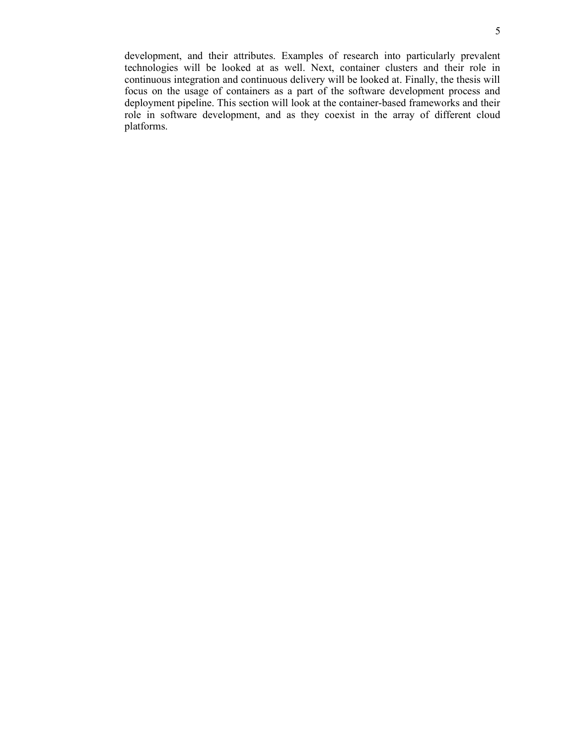development, and their attributes. Examples of research into particularly prevalent technologies will be looked at as well. Next, container clusters and their role in continuous integration and continuous delivery will be looked at. Finally, the thesis will focus on the usage of containers as a part of the software development process and deployment pipeline. This section will look at the container-based frameworks and their role in software development, and as they coexist in the array of different cloud platforms.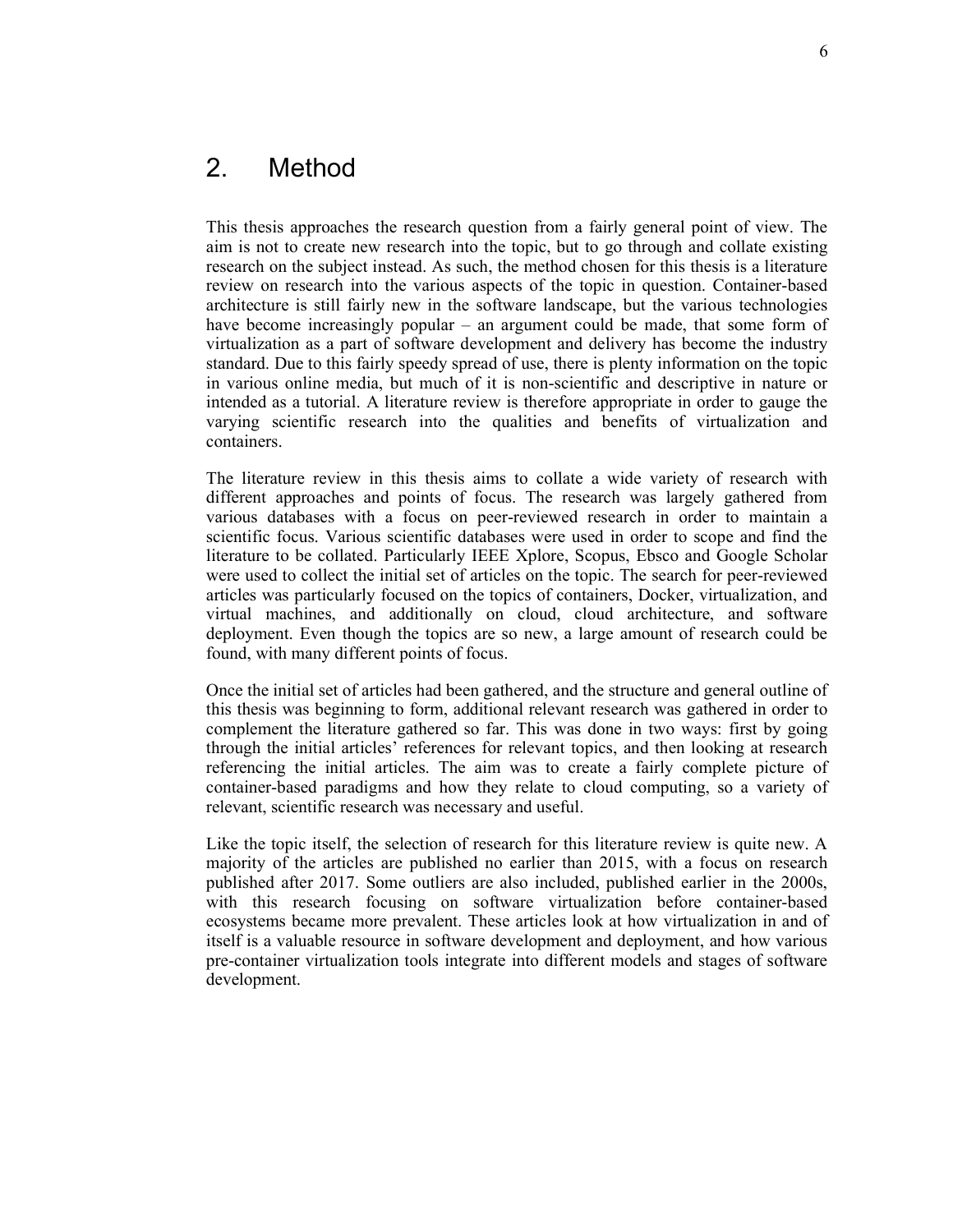# 2. Method

This thesis approaches the research question from a fairly general point of view. The aim is not to create new research into the topic, but to go through and collate existing research on the subject instead. As such, the method chosen for this thesis is a literature review on research into the various aspects of the topic in question. Container-based architecture is still fairly new in the software landscape, but the various technologies have become increasingly popular – an argument could be made, that some form of virtualization as a part of software development and delivery has become the industry standard. Due to this fairly speedy spread of use, there is plenty information on the topic in various online media, but much of it is non-scientific and descriptive in nature or intended as a tutorial. A literature review is therefore appropriate in order to gauge the varying scientific research into the qualities and benefits of virtualization and containers.

The literature review in this thesis aims to collate a wide variety of research with different approaches and points of focus. The research was largely gathered from various databases with a focus on peer-reviewed research in order to maintain a scientific focus. Various scientific databases were used in order to scope and find the literature to be collated. Particularly IEEE Xplore, Scopus, Ebsco and Google Scholar were used to collect the initial set of articles on the topic. The search for peer-reviewed articles was particularly focused on the topics of containers, Docker, virtualization, and virtual machines, and additionally on cloud, cloud architecture, and software deployment. Even though the topics are so new, a large amount of research could be found, with many different points of focus.

Once the initial set of articles had been gathered, and the structure and general outline of this thesis was beginning to form, additional relevant research was gathered in order to complement the literature gathered so far. This was done in two ways: first by going through the initial articles' references for relevant topics, and then looking at research referencing the initial articles. The aim was to create a fairly complete picture of container-based paradigms and how they relate to cloud computing, so a variety of relevant, scientific research was necessary and useful.

Like the topic itself, the selection of research for this literature review is quite new. A majority of the articles are published no earlier than 2015, with a focus on research published after 2017. Some outliers are also included, published earlier in the 2000s, with this research focusing on software virtualization before container-based ecosystems became more prevalent. These articles look at how virtualization in and of itself is a valuable resource in software development and deployment, and how various pre-container virtualization tools integrate into different models and stages of software development.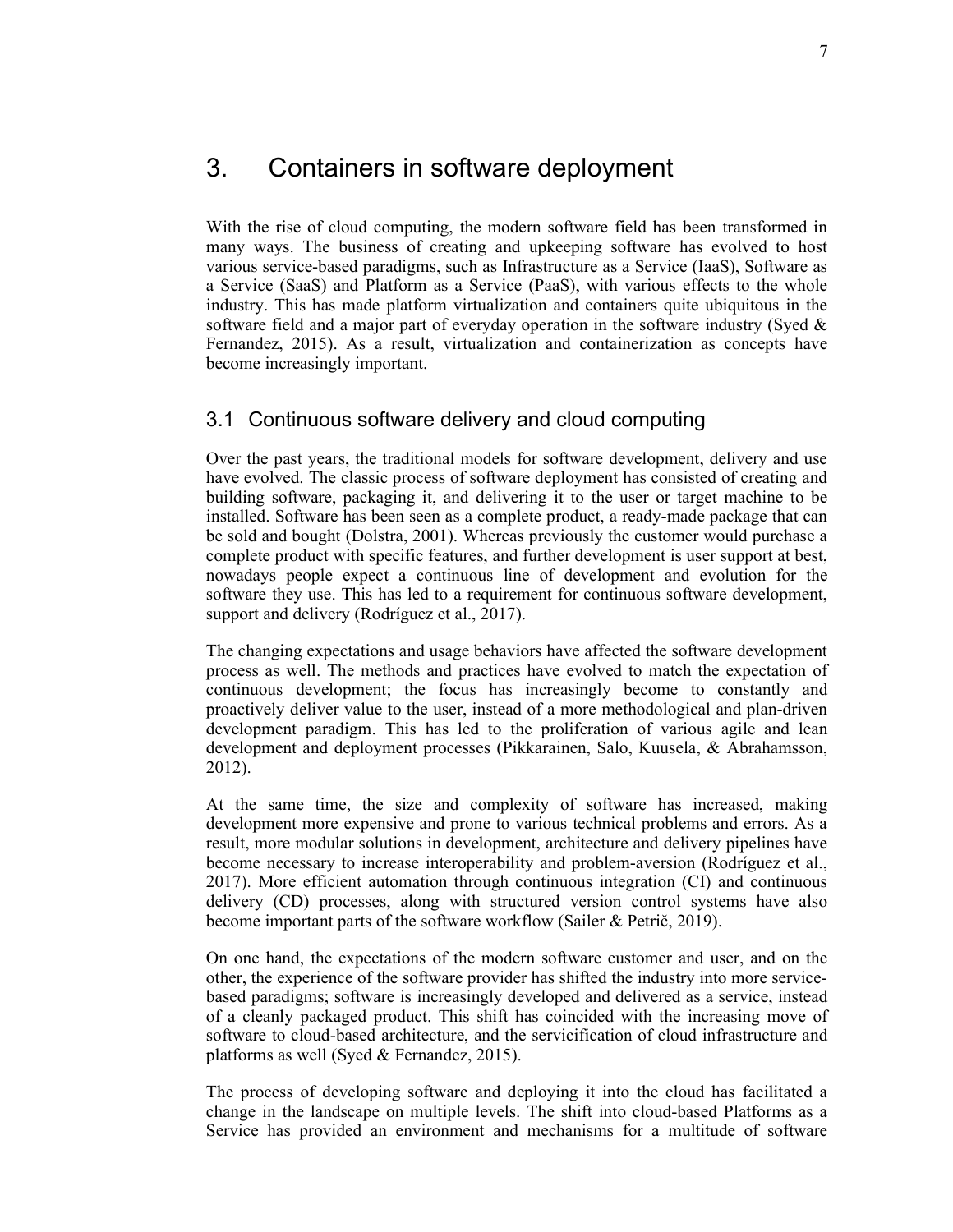# 3. Containers in software deployment

With the rise of cloud computing, the modern software field has been transformed in many ways. The business of creating and upkeeping software has evolved to host various service-based paradigms, such as Infrastructure as a Service (IaaS), Software as a Service (SaaS) and Platform as a Service (PaaS), with various effects to the whole industry. This has made platform virtualization and containers quite ubiquitous in the software field and a major part of everyday operation in the software industry (Syed & Fernandez, 2015). As a result, virtualization and containerization as concepts have become increasingly important.

## 3.1 Continuous software delivery and cloud computing

Over the past years, the traditional models for software development, delivery and use have evolved. The classic process of software deployment has consisted of creating and building software, packaging it, and delivering it to the user or target machine to be installed. Software has been seen as a complete product, a ready-made package that can be sold and bought (Dolstra, 2001). Whereas previously the customer would purchase a complete product with specific features, and further development is user support at best, nowadays people expect a continuous line of development and evolution for the software they use. This has led to a requirement for continuous software development, support and delivery (Rodríguez et al., 2017).

The changing expectations and usage behaviors have affected the software development process as well. The methods and practices have evolved to match the expectation of continuous development; the focus has increasingly become to constantly and proactively deliver value to the user, instead of a more methodological and plan-driven development paradigm. This has led to the proliferation of various agile and lean development and deployment processes (Pikkarainen, Salo, Kuusela, & Abrahamsson, 2012).

At the same time, the size and complexity of software has increased, making development more expensive and prone to various technical problems and errors. As a result, more modular solutions in development, architecture and delivery pipelines have become necessary to increase interoperability and problem-aversion (Rodríguez et al., 2017). More efficient automation through continuous integration (CI) and continuous delivery (CD) processes, along with structured version control systems have also become important parts of the software workflow (Sailer & Petrič, 2019).

On one hand, the expectations of the modern software customer and user, and on the other, the experience of the software provider has shifted the industry into more service-based paradigms; software is increasingly developed and delivered as a service, instead of a cleanly packaged product. This shift has coincided with the increasing move of software to cloud-based architecture, and the servicification of cloud infrastructure and platforms as well (Syed & Fernandez, 2015).

The process of developing software and deploying it into the cloud has facilitated a change in the landscape on multiple levels. The shift into cloud-based Platforms as a Service has provided an environment and mechanisms for a multitude of software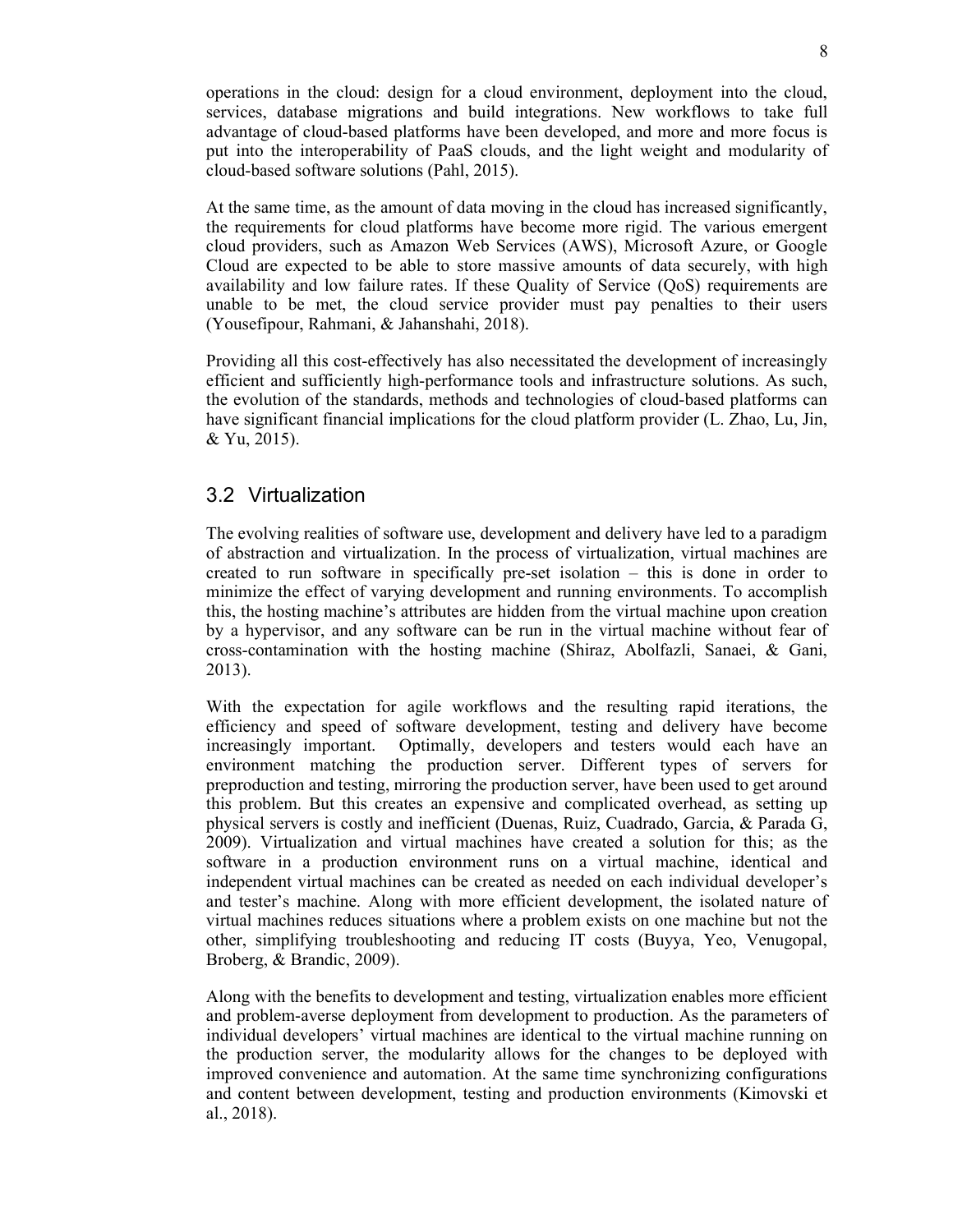operations in the cloud: design for a cloud environment, deployment into the cloud, services, database migrations and build integrations. New workflows to take full advantage of cloud-based platforms have been developed, and more and more focus is put into the interoperability of PaaS clouds, and the light weight and modularity of cloud-based software solutions (Pahl, 2015).

At the same time, as the amount of data moving in the cloud has increased significantly, the requirements for cloud platforms have become more rigid. The various emergent cloud providers, such as Amazon Web Services (AWS), Microsoft Azure, or Google Cloud are expected to be able to store massive amounts of data securely, with high availability and low failure rates. If these Quality of Service (QoS) requirements are unable to be met, the cloud service provider must pay penalties to their users (Yousefipour, Rahmani, & Jahanshahi, 2018).

Providing all this cost-effectively has also necessitated the development of increasingly efficient and sufficiently high-performance tools and infrastructure solutions. As such, the evolution of the standards, methods and technologies of cloud-based platforms can have significant financial implications for the cloud platform provider (L. Zhao, Lu, Jin, & Yu, 2015).

## 3.2 Virtualization

The evolving realities of software use, development and delivery have led to a paradigm of abstraction and virtualization. In the process of virtualization, virtual machines are created to run software in specifically pre-set isolation – this is done in order to minimize the effect of varying development and running environments. To accomplish this, the hosting machine's attributes are hidden from the virtual machine upon creation by a hypervisor, and any software can be run in the virtual machine without fear of cross-contamination with the hosting machine (Shiraz, Abolfazli, Sanaei, & Gani, 2013).

With the expectation for agile workflows and the resulting rapid iterations, the efficiency and speed of software development, testing and delivery have become increasingly important. Optimally, developers and testers would each have an environment matching the production server. Different types of servers for preproduction and testing, mirroring the production server, have been used to get around this problem. But this creates an expensive and complicated overhead, as setting up physical servers is costly and inefficient (Duenas, Ruiz, Cuadrado, Garcia, & Parada G, 2009). Virtualization and virtual machines have created a solution for this; as the software in a production environment runs on a virtual machine, identical and independent virtual machines can be created as needed on each individual developer's and tester's machine. Along with more efficient development, the isolated nature of virtual machines reduces situations where a problem exists on one machine but not the other, simplifying troubleshooting and reducing IT costs (Buyya, Yeo, Venugopal, Broberg, & Brandic, 2009).

Along with the benefits to development and testing, virtualization enables more efficient and problem-averse deployment from development to production. As the parameters of individual developers' virtual machines are identical to the virtual machine running on the production server, the modularity allows for the changes to be deployed with improved convenience and automation. At the same time synchronizing configurations and content between development, testing and production environments (Kimovski et al., 2018).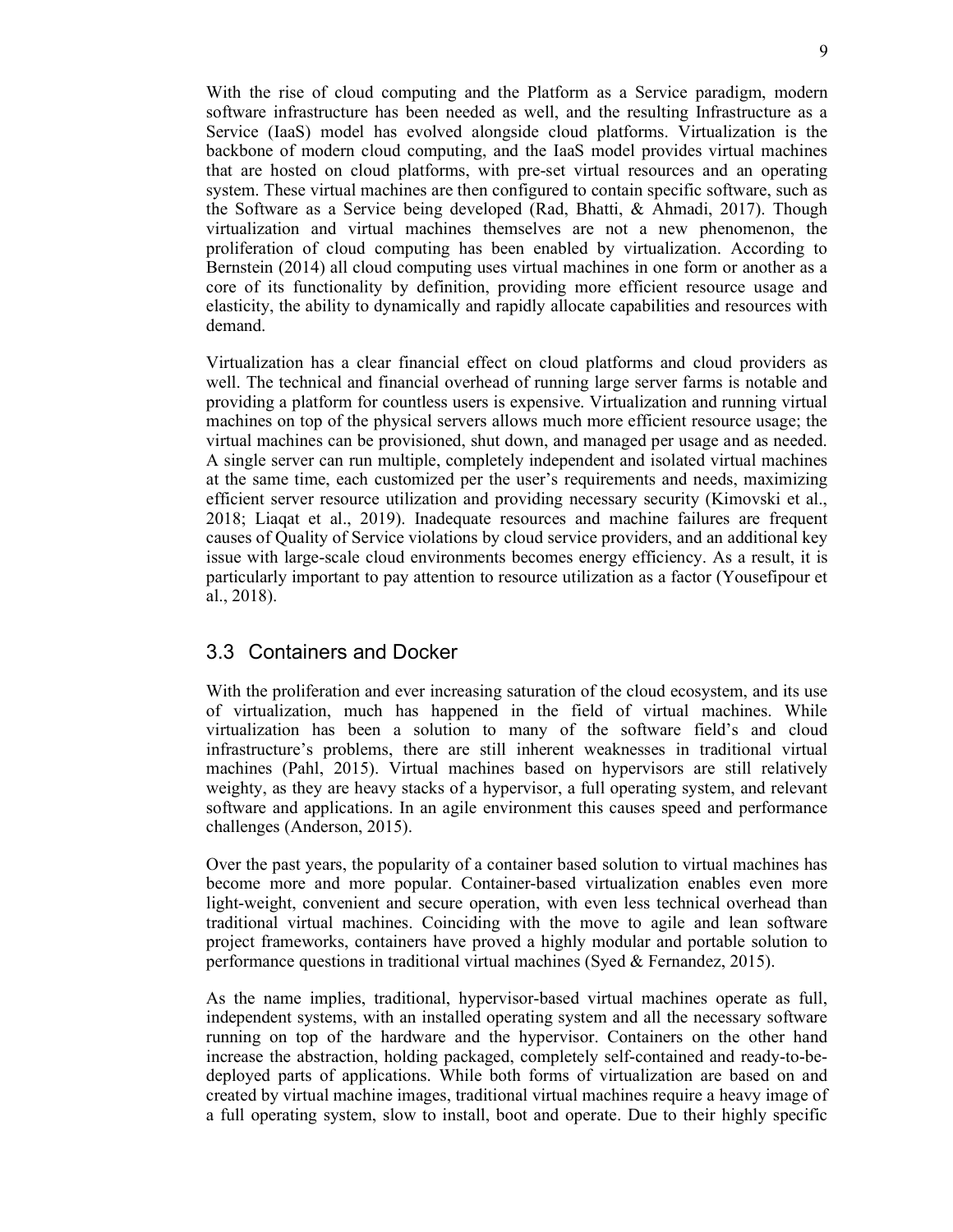With the rise of cloud computing and the Platform as a Service paradigm, modern software infrastructure has been needed as well, and the resulting Infrastructure as a Service (IaaS) model has evolved alongside cloud platforms. Virtualization is the backbone of modern cloud computing, and the IaaS model provides virtual machines that are hosted on cloud platforms, with pre-set virtual resources and an operating system. These virtual machines are then configured to contain specific software, such as the Software as a Service being developed (Rad, Bhatti, & Ahmadi, 2017). Though virtualization and virtual machines themselves are not a new phenomenon, the proliferation of cloud computing has been enabled by virtualization. According to Bernstein (2014) all cloud computing uses virtual machines in one form or another as a core of its functionality by definition, providing more efficient resource usage and elasticity, the ability to dynamically and rapidly allocate capabilities and resources with demand.

Virtualization has a clear financial effect on cloud platforms and cloud providers as well. The technical and financial overhead of running large server farms is notable and providing a platform for countless users is expensive. Virtualization and running virtual machines on top of the physical servers allows much more efficient resource usage; the virtual machines can be provisioned, shut down, and managed per usage and as needed. A single server can run multiple, completely independent and isolated virtual machines at the same time, each customized per the user's requirements and needs, maximizing efficient server resource utilization and providing necessary security (Kimovski et al., 2018; Liaqat et al., 2019). Inadequate resources and machine failures are frequent causes of Quality of Service violations by cloud service providers, and an additional key issue with large-scale cloud environments becomes energy efficiency. As a result, it is particularly important to pay attention to resource utilization as a factor (Yousefipour et al., 2018).

## 3.3 Containers and Docker

With the proliferation and ever increasing saturation of the cloud ecosystem, and its use of virtualization, much has happened in the field of virtual machines. While virtualization has been a solution to many of the software field's and cloud infrastructure's problems, there are still inherent weaknesses in traditional virtual machines (Pahl, 2015). Virtual machines based on hypervisors are still relatively weighty, as they are heavy stacks of a hypervisor, a full operating system, and relevant software and applications. In an agile environment this causes speed and performance challenges (Anderson, 2015).

Over the past years, the popularity of a container based solution to virtual machines has become more and more popular. Container-based virtualization enables even more light-weight, convenient and secure operation, with even less technical overhead than traditional virtual machines. Coinciding with the move to agile and lean software project frameworks, containers have proved a highly modular and portable solution to performance questions in traditional virtual machines (Syed & Fernandez, 2015).

As the name implies, traditional, hypervisor-based virtual machines operate as full, independent systems, with an installed operating system and all the necessary software running on top of the hardware and the hypervisor. Containers on the other hand increase the abstraction, holding packaged, completely self-contained and ready-to-be-deployed parts of applications. While both forms of virtualization are based on and created by virtual machine images, traditional virtual machines require a heavy image of a full operating system, slow to install, boot and operate. Due to their highly specific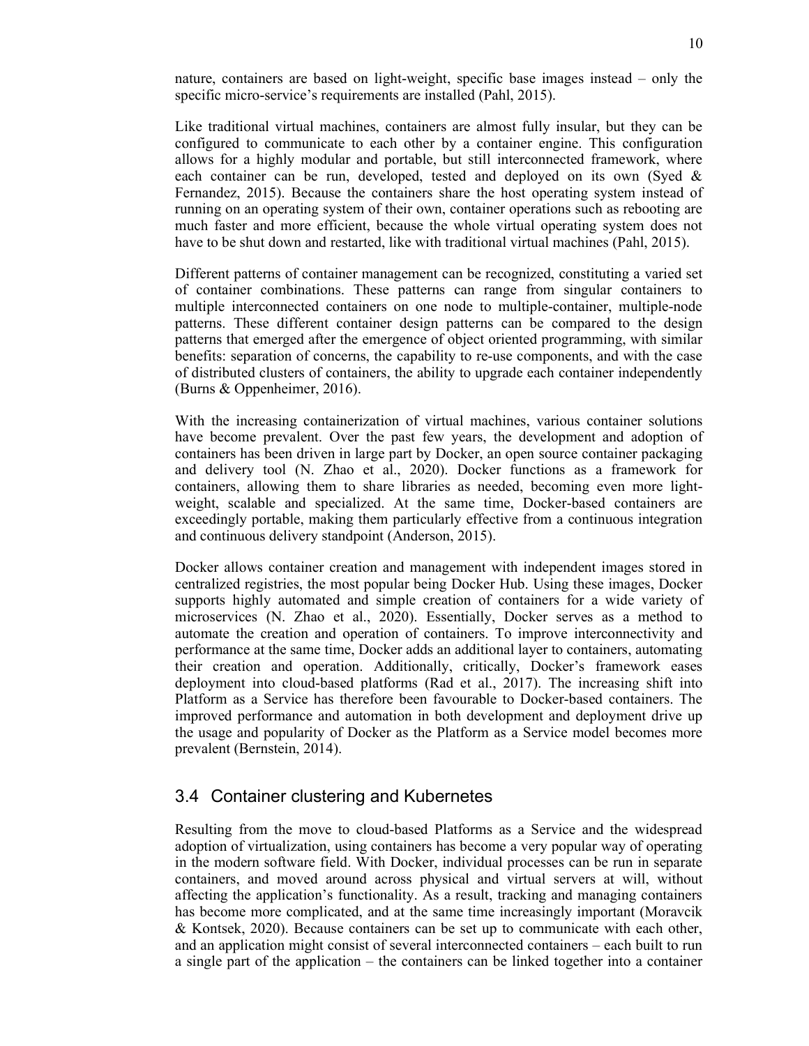nature, containers are based on light-weight, specific base images instead – only the specific micro-service's requirements are installed (Pahl, 2015).

Like traditional virtual machines, containers are almost fully insular, but they can be configured to communicate to each other by a container engine. This configuration allows for a highly modular and portable, but still interconnected framework, where each container can be run, developed, tested and deployed on its own (Syed & Fernandez, 2015). Because the containers share the host operating system instead of running on an operating system of their own, container operations such as rebooting are much faster and more efficient, because the whole virtual operating system does not have to be shut down and restarted, like with traditional virtual machines (Pahl, 2015).

Different patterns of container management can be recognized, constituting a varied set of container combinations. These patterns can range from singular containers to multiple interconnected containers on one node to multiple-container, multiple-node patterns. These different container design patterns can be compared to the design patterns that emerged after the emergence of object oriented programming, with similar benefits: separation of concerns, the capability to re-use components, and with the case of distributed clusters of containers, the ability to upgrade each container independently (Burns & Oppenheimer, 2016).

With the increasing containerization of virtual machines, various container solutions have become prevalent. Over the past few years, the development and adoption of containers has been driven in large part by Docker, an open source container packaging and delivery tool (N. Zhao et al., 2020). Docker functions as a framework for containers, allowing them to share libraries as needed, becoming even more light-weight, scalable and specialized. At the same time, Docker-based containers are exceedingly portable, making them particularly effective from a continuous integration and continuous delivery standpoint (Anderson, 2015).

Docker allows container creation and management with independent images stored in centralized registries, the most popular being Docker Hub. Using these images, Docker supports highly automated and simple creation of containers for a wide variety of microservices (N. Zhao et al., 2020). Essentially, Docker serves as a method to automate the creation and operation of containers. To improve interconnectivity and performance at the same time, Docker adds an additional layer to containers, automating their creation and operation. Additionally, critically, Docker's framework eases deployment into cloud-based platforms (Rad et al., 2017). The increasing shift into Platform as a Service has therefore been favourable to Docker-based containers. The improved performance and automation in both development and deployment drive up the usage and popularity of Docker as the Platform as a Service model becomes more prevalent (Bernstein, 2014).

## 3.4 Container clustering and Kubernetes

Resulting from the move to cloud-based Platforms as a Service and the widespread adoption of virtualization, using containers has become a very popular way of operating in the modern software field. With Docker, individual processes can be run in separate containers, and moved around across physical and virtual servers at will, without affecting the application's functionality. As a result, tracking and managing containers has become more complicated, and at the same time increasingly important (Moravcik & Kontsek, 2020). Because containers can be set up to communicate with each other, and an application might consist of several interconnected containers – each built to run a single part of the application – the containers can be linked together into a container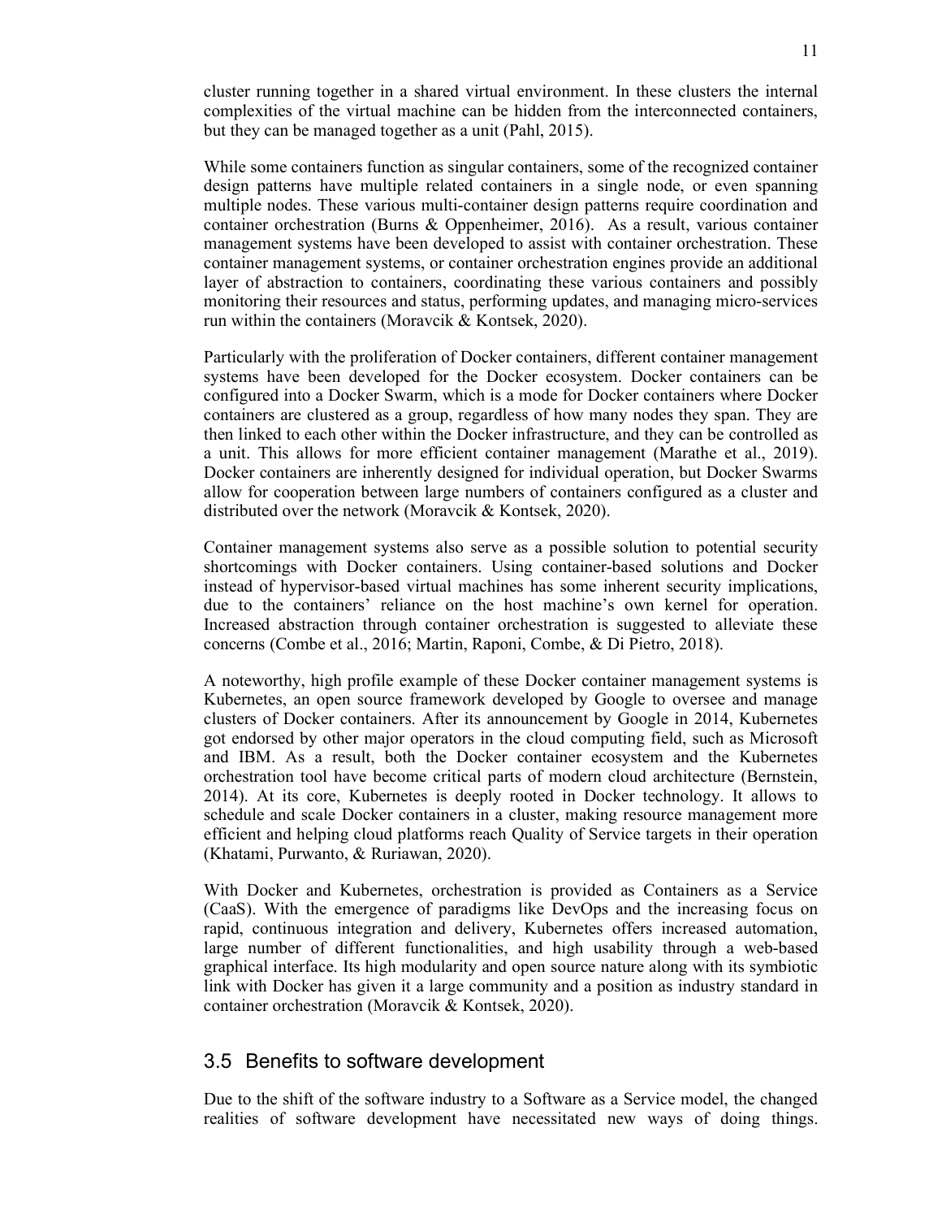cluster running together in a shared virtual environment. In these clusters the internal complexities of the virtual machine can be hidden from the interconnected containers, but they can be managed together as a unit (Pahl, 2015).

While some containers function as singular containers, some of the recognized container design patterns have multiple related containers in a single node, or even spanning multiple nodes. These various multi-container design patterns require coordination and container orchestration (Burns & Oppenheimer, 2016). As a result, various container management systems have been developed to assist with container orchestration. These container management systems, or container orchestration engines provide an additional layer of abstraction to containers, coordinating these various containers and possibly monitoring their resources and status, performing updates, and managing micro-services run within the containers (Moravcik & Kontsek, 2020).

Particularly with the proliferation of Docker containers, different container management systems have been developed for the Docker ecosystem. Docker containers can be configured into a Docker Swarm, which is a mode for Docker containers where Docker containers are clustered as a group, regardless of how many nodes they span. They are then linked to each other within the Docker infrastructure, and they can be controlled as a unit. This allows for more efficient container management (Marathe et al., 2019). Docker containers are inherently designed for individual operation, but Docker Swarms allow for cooperation between large numbers of containers configured as a cluster and distributed over the network (Moravcik & Kontsek, 2020).

Container management systems also serve as a possible solution to potential security shortcomings with Docker containers. Using container-based solutions and Docker instead of hypervisor-based virtual machines has some inherent security implications, due to the containers' reliance on the host machine's own kernel for operation. Increased abstraction through container orchestration is suggested to alleviate these concerns (Combe et al., 2016; Martin, Raponi, Combe, & Di Pietro, 2018).

A noteworthy, high profile example of these Docker container management systems is Kubernetes, an open source framework developed by Google to oversee and manage clusters of Docker containers. After its announcement by Google in 2014, Kubernetes got endorsed by other major operators in the cloud computing field, such as Microsoft and IBM. As a result, both the Docker container ecosystem and the Kubernetes orchestration tool have become critical parts of modern cloud architecture (Bernstein, 2014). At its core, Kubernetes is deeply rooted in Docker technology. It allows to schedule and scale Docker containers in a cluster, making resource management more efficient and helping cloud platforms reach Quality of Service targets in their operation (Khatami, Purwanto, & Ruriawan, 2020).

With Docker and Kubernetes, orchestration is provided as Containers as a Service (CaaS). With the emergence of paradigms like DevOps and the increasing focus on rapid, continuous integration and delivery, Kubernetes offers increased automation, large number of different functionalities, and high usability through a web-based graphical interface. Its high modularity and open source nature along with its symbiotic link with Docker has given it a large community and a position as industry standard in container orchestration (Moravcik & Kontsek, 2020).

## 3.5 Benefits to software development

Due to the shift of the software industry to a Software as a Service model, the changed realities of software development have necessitated new ways of doing things.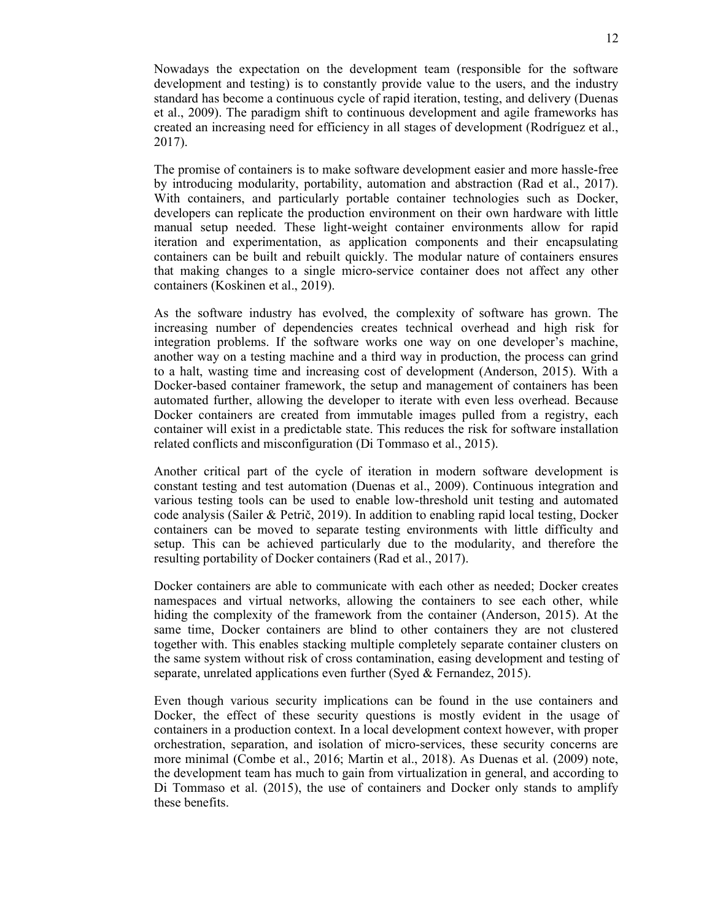Nowadays the expectation on the development team (responsible for the software development and testing) is to constantly provide value to the users, and the industry standard has become a continuous cycle of rapid iteration, testing, and delivery (Duenas et al., 2009). The paradigm shift to continuous development and agile frameworks has created an increasing need for efficiency in all stages of development (Rodríguez et al., 2017).

The promise of containers is to make software development easier and more hassle-free by introducing modularity, portability, automation and abstraction (Rad et al., 2017). With containers, and particularly portable container technologies such as Docker, developers can replicate the production environment on their own hardware with little manual setup needed. These light-weight container environments allow for rapid iteration and experimentation, as application components and their encapsulating containers can be built and rebuilt quickly. The modular nature of containers ensures that making changes to a single micro-service container does not affect any other containers (Koskinen et al., 2019).

As the software industry has evolved, the complexity of software has grown. The increasing number of dependencies creates technical overhead and high risk for integration problems. If the software works one way on one developer's machine, another way on a testing machine and a third way in production, the process can grind to a halt, wasting time and increasing cost of development (Anderson, 2015). With a Docker-based container framework, the setup and management of containers has been automated further, allowing the developer to iterate with even less overhead. Because Docker containers are created from immutable images pulled from a registry, each container will exist in a predictable state. This reduces the risk for software installation related conflicts and misconfiguration (Di Tommaso et al., 2015).

Another critical part of the cycle of iteration in modern software development is constant testing and test automation (Duenas et al., 2009). Continuous integration and various testing tools can be used to enable low-threshold unit testing and automated code analysis (Sailer & Petrič, 2019). In addition to enabling rapid local testing, Docker containers can be moved to separate testing environments with little difficulty and setup. This can be achieved particularly due to the modularity, and therefore the resulting portability of Docker containers (Rad et al., 2017).

Docker containers are able to communicate with each other as needed; Docker creates namespaces and virtual networks, allowing the containers to see each other, while hiding the complexity of the framework from the container (Anderson, 2015). At the same time, Docker containers are blind to other containers they are not clustered together with. This enables stacking multiple completely separate container clusters on the same system without risk of cross contamination, easing development and testing of separate, unrelated applications even further (Syed & Fernandez, 2015).

Even though various security implications can be found in the use containers and Docker, the effect of these security questions is mostly evident in the usage of containers in a production context. In a local development context however, with proper orchestration, separation, and isolation of micro-services, these security concerns are more minimal (Combe et al., 2016; Martin et al., 2018). As Duenas et al. (2009) note, the development team has much to gain from virtualization in general, and according to Di Tommaso et al. (2015), the use of containers and Docker only stands to amplify these benefits.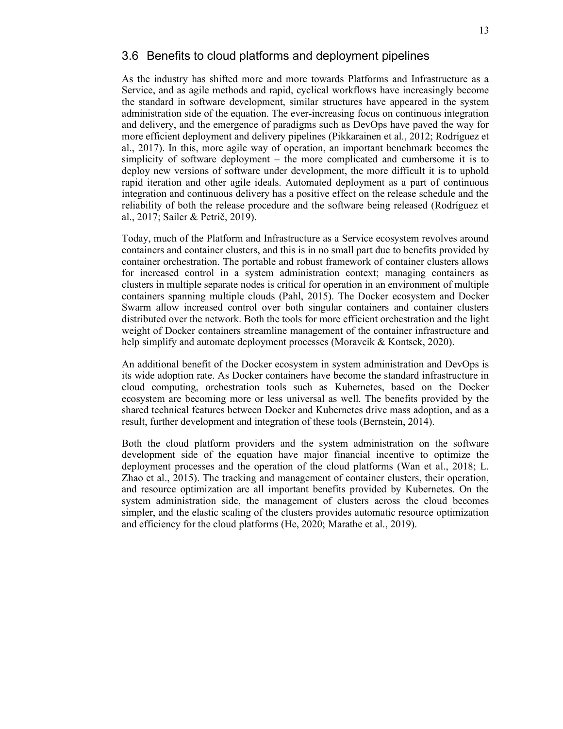## 3.6 Benefits to cloud platforms and deployment pipelines

As the industry has shifted more and more towards Platforms and Infrastructure as a Service, and as agile methods and rapid, cyclical workflows have increasingly become the standard in software development, similar structures have appeared in the system administration side of the equation. The ever-increasing focus on continuous integration and delivery, and the emergence of paradigms such as DevOps have paved the way for more efficient deployment and delivery pipelines (Pikkarainen et al., 2012; Rodríguez et al., 2017). In this, more agile way of operation, an important benchmark becomes the simplicity of software deployment – the more complicated and cumbersome it is to deploy new versions of software under development, the more difficult it is to uphold rapid iteration and other agile ideals. Automated deployment as a part of continuous integration and continuous delivery has a positive effect on the release schedule and the reliability of both the release procedure and the software being released (Rodríguez et al., 2017; Sailer & Petrič, 2019).

Today, much of the Platform and Infrastructure as a Service ecosystem revolves around containers and container clusters, and this is in no small part due to benefits provided by container orchestration. The portable and robust framework of container clusters allows for increased control in a system administration context; managing containers as clusters in multiple separate nodes is critical for operation in an environment of multiple containers spanning multiple clouds (Pahl, 2015). The Docker ecosystem and Docker Swarm allow increased control over both singular containers and container clusters distributed over the network. Both the tools for more efficient orchestration and the light weight of Docker containers streamline management of the container infrastructure and help simplify and automate deployment processes (Moravcik & Kontsek, 2020).

An additional benefit of the Docker ecosystem in system administration and DevOps is its wide adoption rate. As Docker containers have become the standard infrastructure in cloud computing, orchestration tools such as Kubernetes, based on the Docker ecosystem are becoming more or less universal as well. The benefits provided by the shared technical features between Docker and Kubernetes drive mass adoption, and as a result, further development and integration of these tools (Bernstein, 2014).

Both the cloud platform providers and the system administration on the software development side of the equation have major financial incentive to optimize the deployment processes and the operation of the cloud platforms (Wan et al., 2018; L. Zhao et al., 2015). The tracking and management of container clusters, their operation, and resource optimization are all important benefits provided by Kubernetes. On the system administration side, the management of clusters across the cloud becomes simpler, and the elastic scaling of the clusters provides automatic resource optimization and efficiency for the cloud platforms (He, 2020; Marathe et al., 2019).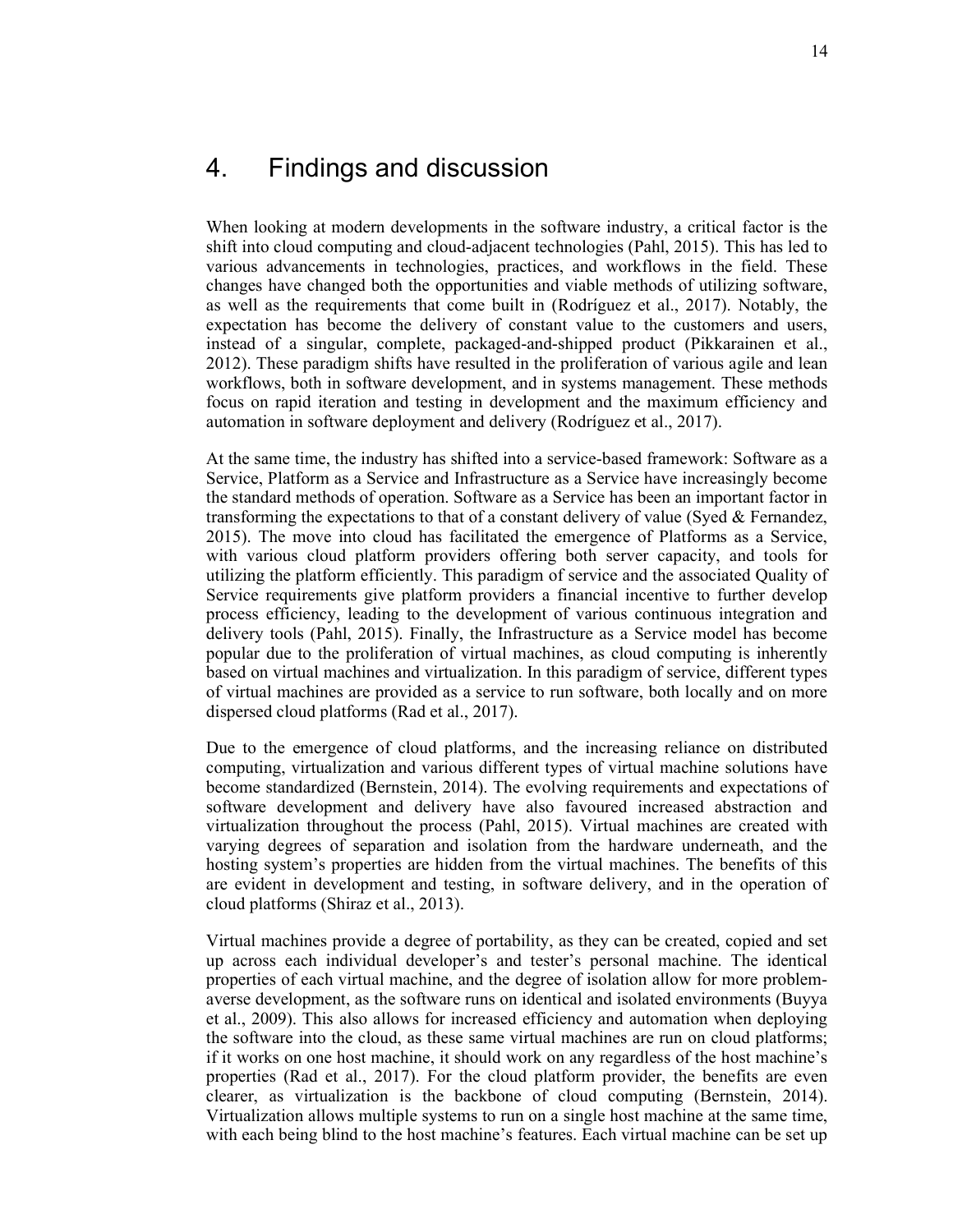# 4. Findings and discussion

When looking at modern developments in the software industry, a critical factor is the shift into cloud computing and cloud-adjacent technologies (Pahl, 2015). This has led to various advancements in technologies, practices, and workflows in the field. These changes have changed both the opportunities and viable methods of utilizing software, as well as the requirements that come built in (Rodríguez et al., 2017). Notably, the expectation has become the delivery of constant value to the customers and users, instead of a singular, complete, packaged-and-shipped product (Pikkarainen et al., 2012). These paradigm shifts have resulted in the proliferation of various agile and lean workflows, both in software development, and in systems management. These methods focus on rapid iteration and testing in development and the maximum efficiency and automation in software deployment and delivery (Rodríguez et al., 2017).

At the same time, the industry has shifted into a service-based framework: Software as a Service, Platform as a Service and Infrastructure as a Service have increasingly become the standard methods of operation. Software as a Service has been an important factor in transforming the expectations to that of a constant delivery of value (Syed & Fernandez, 2015). The move into cloud has facilitated the emergence of Platforms as a Service, with various cloud platform providers offering both server capacity, and tools for utilizing the platform efficiently. This paradigm of service and the associated Quality of Service requirements give platform providers a financial incentive to further develop process efficiency, leading to the development of various continuous integration and delivery tools (Pahl, 2015). Finally, the Infrastructure as a Service model has become popular due to the proliferation of virtual machines, as cloud computing is inherently based on virtual machines and virtualization. In this paradigm of service, different types of virtual machines are provided as a service to run software, both locally and on more dispersed cloud platforms (Rad et al., 2017).

Due to the emergence of cloud platforms, and the increasing reliance on distributed computing, virtualization and various different types of virtual machine solutions have become standardized (Bernstein, 2014). The evolving requirements and expectations of software development and delivery have also favoured increased abstraction and virtualization throughout the process (Pahl, 2015). Virtual machines are created with varying degrees of separation and isolation from the hardware underneath, and the hosting system's properties are hidden from the virtual machines. The benefits of this are evident in development and testing, in software delivery, and in the operation of cloud platforms (Shiraz et al., 2013).

Virtual machines provide a degree of portability, as they can be created, copied and set up across each individual developer's and tester's personal machine. The identical properties of each virtual machine, and the degree of isolation allow for more problem-averse development, as the software runs on identical and isolated environments (Buyya et al., 2009). This also allows for increased efficiency and automation when deploying the software into the cloud, as these same virtual machines are run on cloud platforms; if it works on one host machine, it should work on any regardless of the host machine's properties (Rad et al., 2017). For the cloud platform provider, the benefits are even clearer, as virtualization is the backbone of cloud computing (Bernstein, 2014). Virtualization allows multiple systems to run on a single host machine at the same time, with each being blind to the host machine's features. Each virtual machine can be set up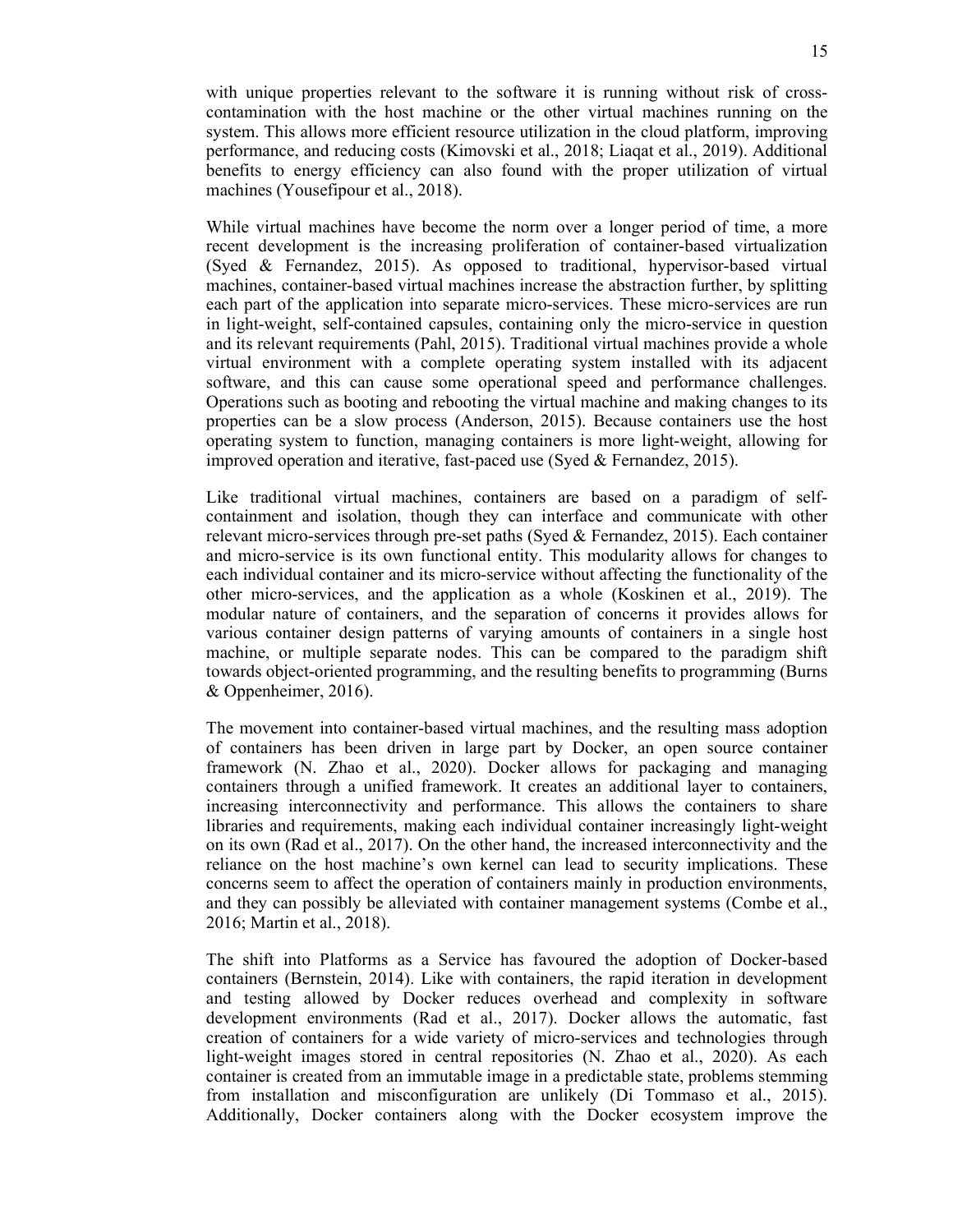with unique properties relevant to the software it is running without risk of cross-contamination with the host machine or the other virtual machines running on the system. This allows more efficient resource utilization in the cloud platform, improving performance, and reducing costs (Kimovski et al., 2018; Liaqat et al., 2019). Additional benefits to energy efficiency can also found with the proper utilization of virtual machines (Yousefipour et al., 2018).

While virtual machines have become the norm over a longer period of time, a more recent development is the increasing proliferation of container-based virtualization (Syed & Fernandez, 2015). As opposed to traditional, hypervisor-based virtual machines, container-based virtual machines increase the abstraction further, by splitting each part of the application into separate micro-services. These micro-services are run in light-weight, self-contained capsules, containing only the micro-service in question and its relevant requirements (Pahl, 2015). Traditional virtual machines provide a whole virtual environment with a complete operating system installed with its adjacent software, and this can cause some operational speed and performance challenges. Operations such as booting and rebooting the virtual machine and making changes to its properties can be a slow process (Anderson, 2015). Because containers use the host operating system to function, managing containers is more light-weight, allowing for improved operation and iterative, fast-paced use (Syed & Fernandez, 2015).

Like traditional virtual machines, containers are based on a paradigm of self-containment and isolation, though they can interface and communicate with other relevant micro-services through pre-set paths (Syed & Fernandez, 2015). Each container and micro-service is its own functional entity. This modularity allows for changes to each individual container and its micro-service without affecting the functionality of the other micro-services, and the application as a whole (Koskinen et al., 2019). The modular nature of containers, and the separation of concerns it provides allows for various container design patterns of varying amounts of containers in a single host machine, or multiple separate nodes. This can be compared to the paradigm shift towards object-oriented programming, and the resulting benefits to programming (Burns & Oppenheimer, 2016).

The movement into container-based virtual machines, and the resulting mass adoption of containers has been driven in large part by Docker, an open source container framework (N. Zhao et al., 2020). Docker allows for packaging and managing containers through a unified framework. It creates an additional layer to containers, increasing interconnectivity and performance. This allows the containers to share libraries and requirements, making each individual container increasingly light-weight on its own (Rad et al., 2017). On the other hand, the increased interconnectivity and the reliance on the host machine's own kernel can lead to security implications. These concerns seem to affect the operation of containers mainly in production environments, and they can possibly be alleviated with container management systems (Combe et al., 2016; Martin et al., 2018).

The shift into Platforms as a Service has favoured the adoption of Docker-based containers (Bernstein, 2014). Like with containers, the rapid iteration in development and testing allowed by Docker reduces overhead and complexity in software development environments (Rad et al., 2017). Docker allows the automatic, fast creation of containers for a wide variety of micro-services and technologies through light-weight images stored in central repositories (N. Zhao et al., 2020). As each container is created from an immutable image in a predictable state, problems stemming from installation and misconfiguration are unlikely (Di Tommaso et al., 2015). Additionally, Docker containers along with the Docker ecosystem improve the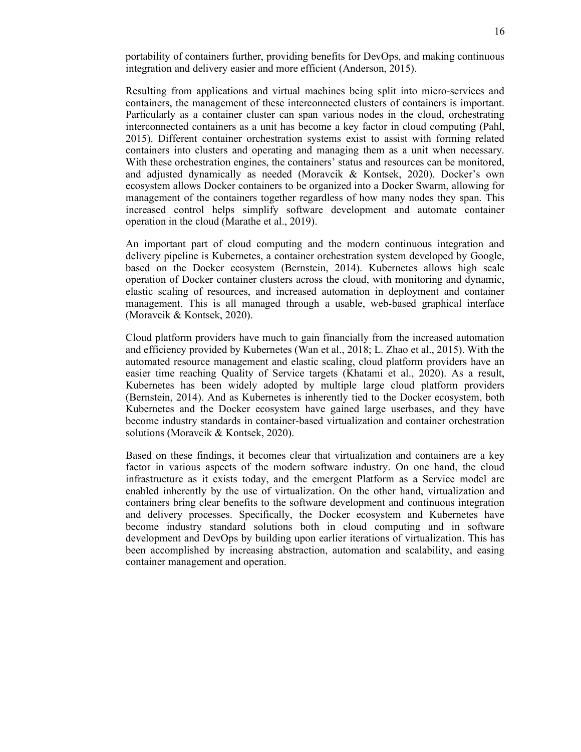portability of containers further, providing benefits for DevOps, and making continuous integration and delivery easier and more efficient (Anderson, 2015).

Resulting from applications and virtual machines being split into micro-services and containers, the management of these interconnected clusters of containers is important. Particularly as a container cluster can span various nodes in the cloud, orchestrating interconnected containers as a unit has become a key factor in cloud computing (Pahl, 2015). Different container orchestration systems exist to assist with forming related containers into clusters and operating and managing them as a unit when necessary. With these orchestration engines, the containers' status and resources can be monitored, and adjusted dynamically as needed (Moravcik & Kontsek, 2020). Docker's own ecosystem allows Docker containers to be organized into a Docker Swarm, allowing for management of the containers together regardless of how many nodes they span. This increased control helps simplify software development and automate container operation in the cloud (Marathe et al., 2019).

An important part of cloud computing and the modern continuous integration and delivery pipeline is Kubernetes, a container orchestration system developed by Google, based on the Docker ecosystem (Bernstein, 2014). Kubernetes allows high scale operation of Docker container clusters across the cloud, with monitoring and dynamic, elastic scaling of resources, and increased automation in deployment and container management. This is all managed through a usable, web-based graphical interface (Moravcik & Kontsek, 2020).

Cloud platform providers have much to gain financially from the increased automation and efficiency provided by Kubernetes (Wan et al., 2018; L. Zhao et al., 2015). With the automated resource management and elastic scaling, cloud platform providers have an easier time reaching Quality of Service targets (Khatami et al., 2020). As a result, Kubernetes has been widely adopted by multiple large cloud platform providers (Bernstein, 2014). And as Kubernetes is inherently tied to the Docker ecosystem, both Kubernetes and the Docker ecosystem have gained large userbases, and they have become industry standards in container-based virtualization and container orchestration solutions (Moravcik & Kontsek, 2020).

Based on these findings, it becomes clear that virtualization and containers are a key factor in various aspects of the modern software industry. On one hand, the cloud infrastructure as it exists today, and the emergent Platform as a Service model are enabled inherently by the use of virtualization. On the other hand, virtualization and containers bring clear benefits to the software development and continuous integration and delivery processes. Specifically, the Docker ecosystem and Kubernetes have become industry standard solutions both in cloud computing and in software development and DevOps by building upon earlier iterations of virtualization. This has been accomplished by increasing abstraction, automation and scalability, and easing container management and operation.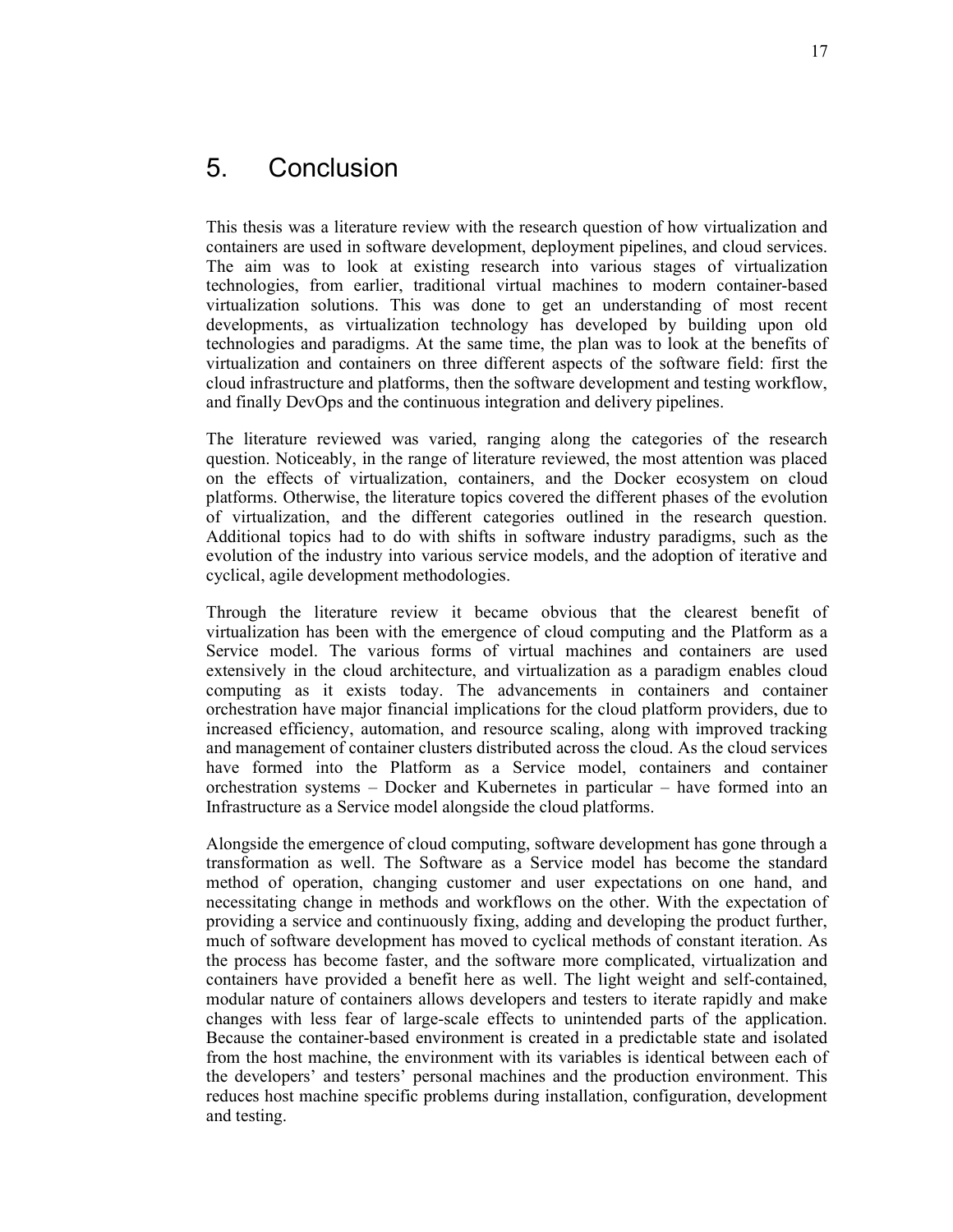# 5. Conclusion

This thesis was a literature review with the research question of how virtualization and containers are used in software development, deployment pipelines, and cloud services. The aim was to look at existing research into various stages of virtualization technologies, from earlier, traditional virtual machines to modern container-based virtualization solutions. This was done to get an understanding of most recent developments, as virtualization technology has developed by building upon old technologies and paradigms. At the same time, the plan was to look at the benefits of virtualization and containers on three different aspects of the software field: first the cloud infrastructure and platforms, then the software development and testing workflow, and finally DevOps and the continuous integration and delivery pipelines.

The literature reviewed was varied, ranging along the categories of the research question. Noticeably, in the range of literature reviewed, the most attention was placed on the effects of virtualization, containers, and the Docker ecosystem on cloud platforms. Otherwise, the literature topics covered the different phases of the evolution of virtualization, and the different categories outlined in the research question. Additional topics had to do with shifts in software industry paradigms, such as the evolution of the industry into various service models, and the adoption of iterative and cyclical, agile development methodologies.

Through the literature review it became obvious that the clearest benefit of virtualization has been with the emergence of cloud computing and the Platform as a Service model. The various forms of virtual machines and containers are used extensively in the cloud architecture, and virtualization as a paradigm enables cloud computing as it exists today. The advancements in containers and container orchestration have major financial implications for the cloud platform providers, due to increased efficiency, automation, and resource scaling, along with improved tracking and management of container clusters distributed across the cloud. As the cloud services have formed into the Platform as a Service model, containers and container orchestration systems – Docker and Kubernetes in particular – have formed into an Infrastructure as a Service model alongside the cloud platforms.

Alongside the emergence of cloud computing, software development has gone through a transformation as well. The Software as a Service model has become the standard method of operation, changing customer and user expectations on one hand, and necessitating change in methods and workflows on the other. With the expectation of providing a service and continuously fixing, adding and developing the product further, much of software development has moved to cyclical methods of constant iteration. As the process has become faster, and the software more complicated, virtualization and containers have provided a benefit here as well. The light weight and self-contained, modular nature of containers allows developers and testers to iterate rapidly and make changes with less fear of large-scale effects to unintended parts of the application. Because the container-based environment is created in a predictable state and isolated from the host machine, the environment with its variables is identical between each of the developers' and testers' personal machines and the production environment. This reduces host machine specific problems during installation, configuration, development and testing.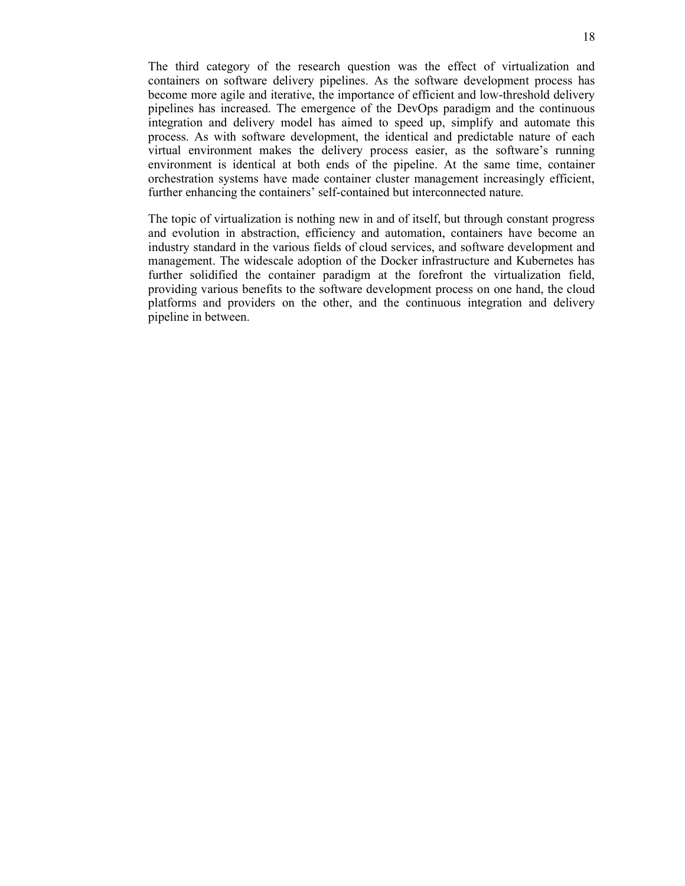The third category of the research question was the effect of virtualization and containers on software delivery pipelines. As the software development process has become more agile and iterative, the importance of efficient and low-threshold delivery pipelines has increased. The emergence of the DevOps paradigm and the continuous integration and delivery model has aimed to speed up, simplify and automate this process. As with software development, the identical and predictable nature of each virtual environment makes the delivery process easier, as the software's running environment is identical at both ends of the pipeline. At the same time, container orchestration systems have made container cluster management increasingly efficient, further enhancing the containers' self-contained but interconnected nature.

The topic of virtualization is nothing new in and of itself, but through constant progress and evolution in abstraction, efficiency and automation, containers have become an industry standard in the various fields of cloud services, and software development and management. The widescale adoption of the Docker infrastructure and Kubernetes has further solidified the container paradigm at the forefront the virtualization field, providing various benefits to the software development process on one hand, the cloud platforms and providers on the other, and the continuous integration and delivery pipeline in between.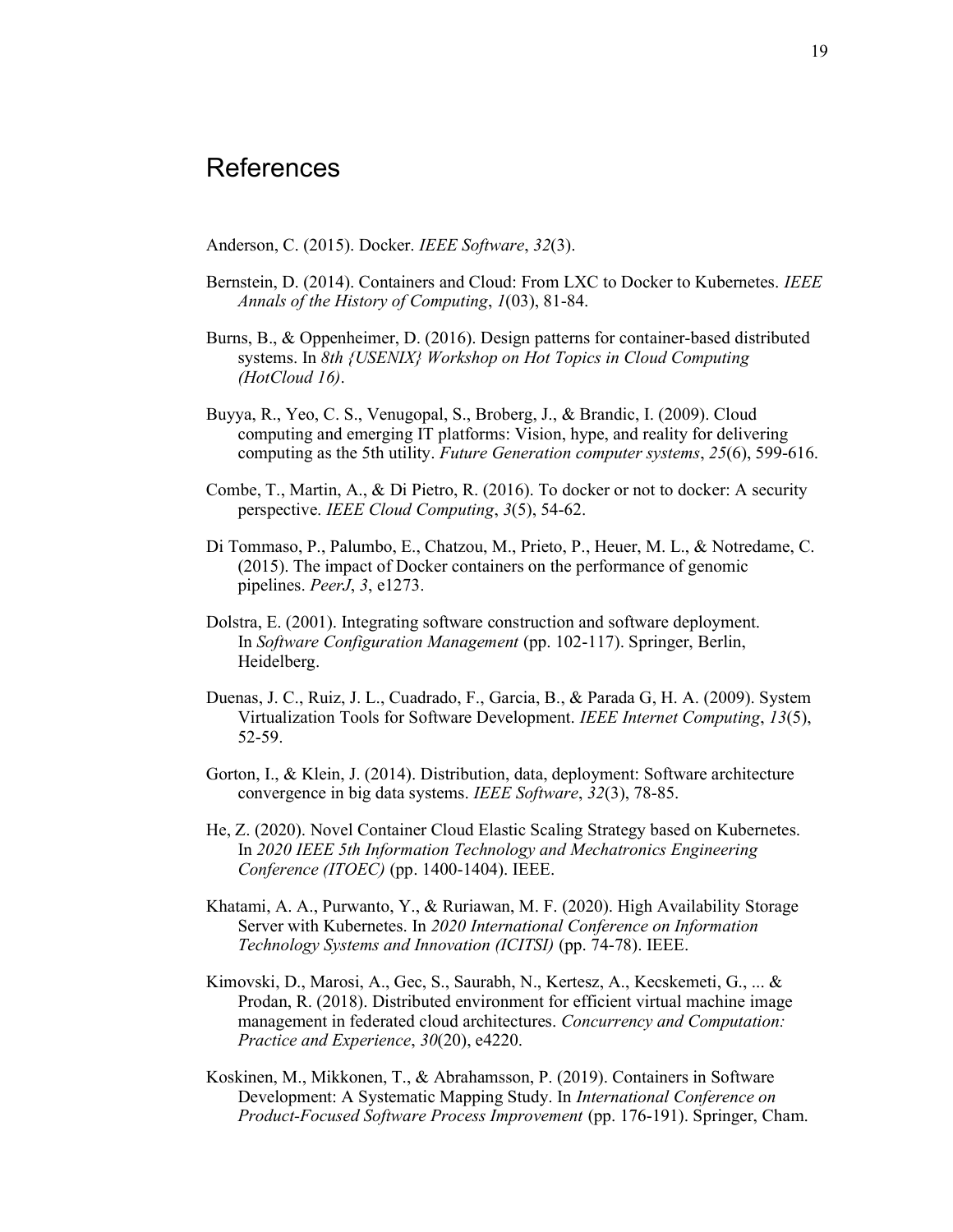# References

Anderson, C. (2015). Docker. *IEEE Software*, *32*(3).

Bernstein, D. (2014). Containers and Cloud: From LXC to Docker to Kubernetes. *IEEE Annals of the History of Computing*, *1*(03), 81-84.

Burns, B., & Oppenheimer, D. (2016). Design patterns for container-based distributed systems. In *8th {USENIX} Workshop on Hot Topics in Cloud Computing (HotCloud 16)*.

Buyya, R., Yeo, C. S., Venugopal, S., Broberg, J., & Brandic, I. (2009). Cloud computing and emerging IT platforms: Vision, hype, and reality for delivering computing as the 5th utility. *Future Generation computer systems*, *25*(6), 599-616.

Combe, T., Martin, A., & Di Pietro, R. (2016). To docker or not to docker: A security perspective. *IEEE Cloud Computing*, *3*(5), 54-62.

Di Tommaso, P., Palumbo, E., Chatzou, M., Prieto, P., Heuer, M. L., & Notredame, C. (2015). The impact of Docker containers on the performance of genomic pipelines. *PeerJ*, *3*, e1273.

Dolstra, E. (2001). Integrating software construction and software deployment. In *Software Configuration Management* (pp. 102-117). Springer, Berlin, Heidelberg.

Duenas, J. C., Ruiz, J. L., Cuadrado, F., Garcia, B., & Parada G, H. A. (2009). System Virtualization Tools for Software Development. *IEEE Internet Computing*, *13*(5), 52-59.

Gorton, I., & Klein, J. (2014). Distribution, data, deployment: Software architecture convergence in big data systems. *IEEE Software*, *32*(3), 78-85.

He, Z. (2020). Novel Container Cloud Elastic Scaling Strategy based on Kubernetes. In *2020 IEEE 5th Information Technology and Mechatronics Engineering Conference (ITOEC)* (pp. 1400-1404). IEEE.

Khatami, A. A., Purwanto, Y., & Ruriawan, M. F. (2020). High Availability Storage Server with Kubernetes. In *2020 International Conference on Information Technology Systems and Innovation (ICITSI)* (pp. 74-78). IEEE.

Kimovski, D., Marosi, A., Gec, S., Saurabh, N., Kertesz, A., Kecskemeti, G., ... & Prodan, R. (2018). Distributed environment for efficient virtual machine image management in federated cloud architectures. *Concurrency and Computation: Practice and Experience*, *30*(20), e4220.

Koskinen, M., Mikkonen, T., & Abrahamsson, P. (2019). Containers in Software Development: A Systematic Mapping Study. In *International Conference on Product-Focused Software Process Improvement* (pp. 176-191). Springer, Cham.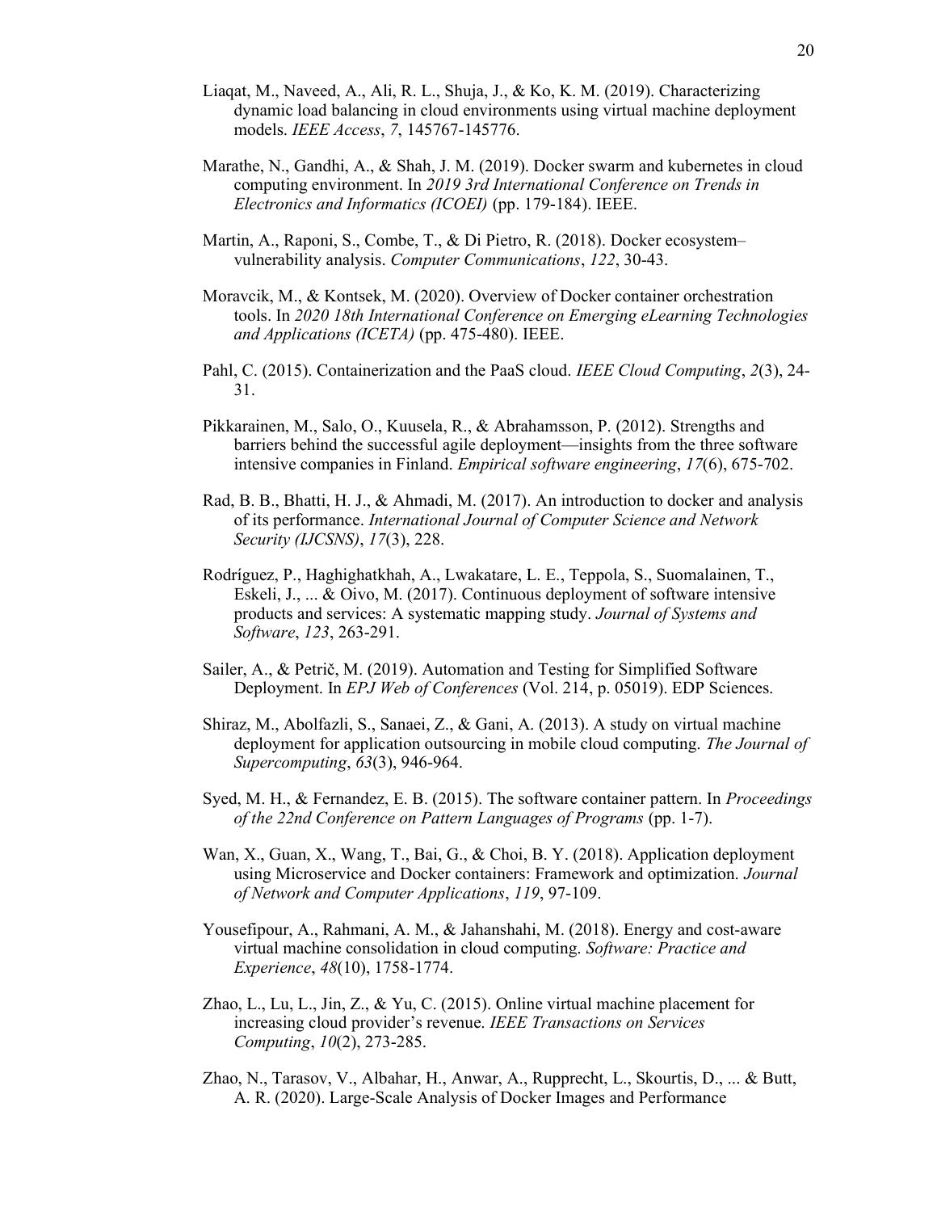Liaqat, M., Naveed, A., Ali, R. L., Shuja, J., & Ko, K. M. (2019). Characterizing dynamic load balancing in cloud environments using virtual machine deployment models. *IEEE Access*, *7*, 145767-145776.

Marathe, N., Gandhi, A., & Shah, J. M. (2019). Docker swarm and kubernetes in cloud computing environment. In *2019 3rd International Conference on Trends in Electronics and Informatics (ICOEI)* (pp. 179-184). IEEE.

Martin, A., Raponi, S., Combe, T., & Di Pietro, R. (2018). Docker ecosystem–vulnerability analysis. *Computer Communications*, *122*, 30-43.

Moravcik, M., & Kontsek, M. (2020). Overview of Docker container orchestration tools. In *2020 18th International Conference on Emerging eLearning Technologies and Applications (ICETA)* (pp. 475-480). IEEE.

Pahl, C. (2015). Containerization and the PaaS cloud. *IEEE Cloud Computing*, *2*(3), 24-31.

Pikkarainen, M., Salo, O., Kuusela, R., & Abrahamsson, P. (2012). Strengths and barriers behind the successful agile deployment—insights from the three software intensive companies in Finland. *Empirical software engineering*, *17*(6), 675-702.

Rad, B. B., Bhatti, H. J., & Ahmadi, M. (2017). An introduction to docker and analysis of its performance. *International Journal of Computer Science and Network Security (IJCSNS)*, *17*(3), 228.

Rodríguez, P., Haghighatkhah, A., Lwakatare, L. E., Teppola, S., Suomalainen, T., Eskeli, J., ... & Oivo, M. (2017). Continuous deployment of software intensive products and services: A systematic mapping study. *Journal of Systems and Software*, *123*, 263-291.

Sailer, A., & Petrič, M. (2019). Automation and Testing for Simplified Software Deployment. In *EPJ Web of Conferences* (Vol. 214, p. 05019). EDP Sciences.

Shiraz, M., Abolfazli, S., Sanaei, Z., & Gani, A. (2013). A study on virtual machine deployment for application outsourcing in mobile cloud computing. *The Journal of Supercomputing*, *63*(3), 946-964.

Syed, M. H., & Fernandez, E. B. (2015). The software container pattern. In *Proceedings of the 22nd Conference on Pattern Languages of Programs* (pp. 1-7).

Wan, X., Guan, X., Wang, T., Bai, G., & Choi, B. Y. (2018). Application deployment using Microservice and Docker containers: Framework and optimization. *Journal of Network and Computer Applications*, *119*, 97-109.

Yousefipour, A., Rahmani, A. M., & Jahanshahi, M. (2018). Energy and cost-aware virtual machine consolidation in cloud computing. *Software: Practice and Experience*, *48*(10), 1758-1774.

Zhao, L., Lu, L., Jin, Z., & Yu, C. (2015). Online virtual machine placement for increasing cloud provider's revenue. *IEEE Transactions on Services Computing*, *10*(2), 273-285.

Zhao, N., Tarasov, V., Albahar, H., Anwar, A., Rupprecht, L., Skourtis, D., ... & Butt, A. R. (2020). Large-Scale Analysis of Docker Images and Performance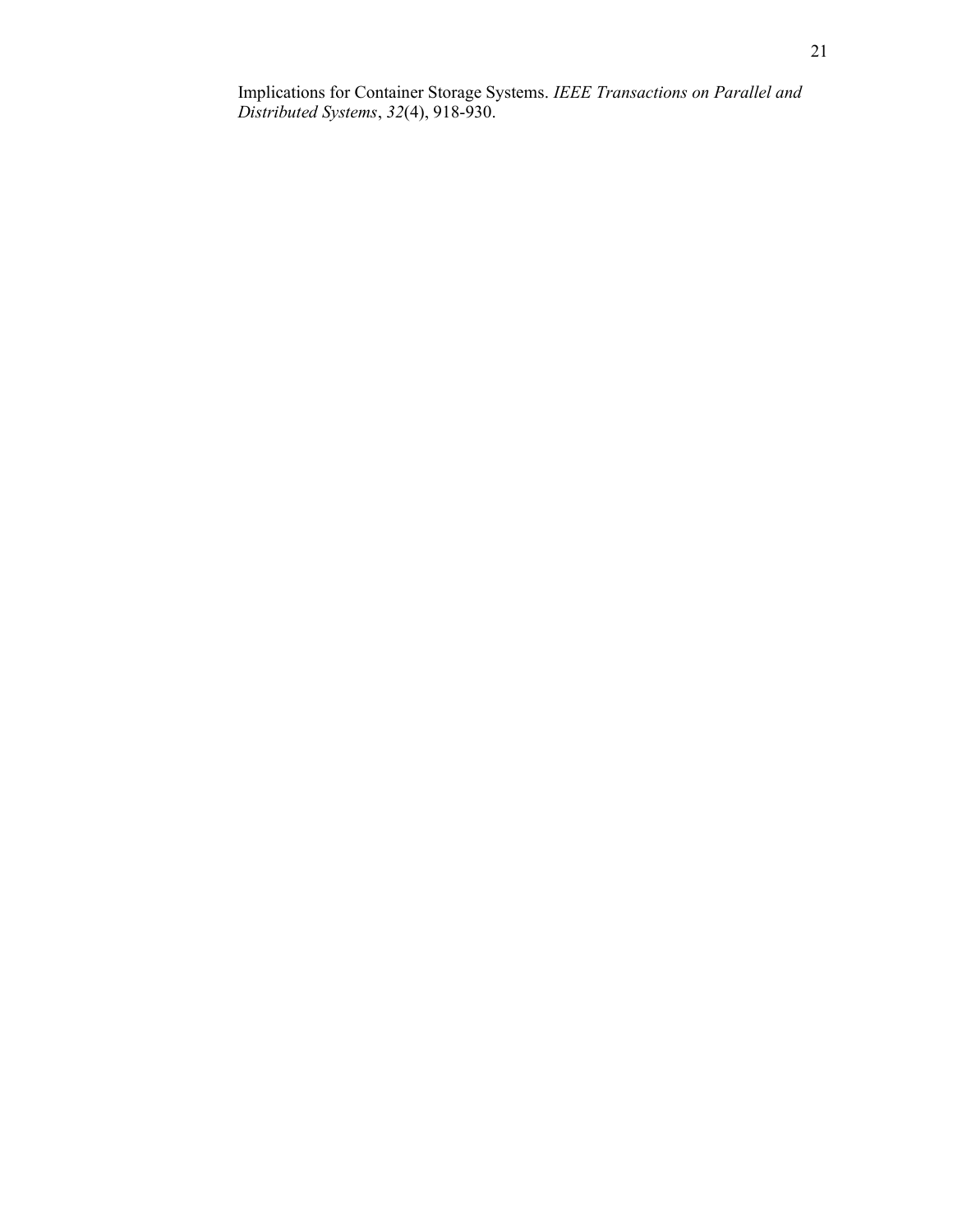Implications for Container Storage Systems. *IEEE Transactions on Parallel and Distributed Systems*, *32*(4), 918-930.